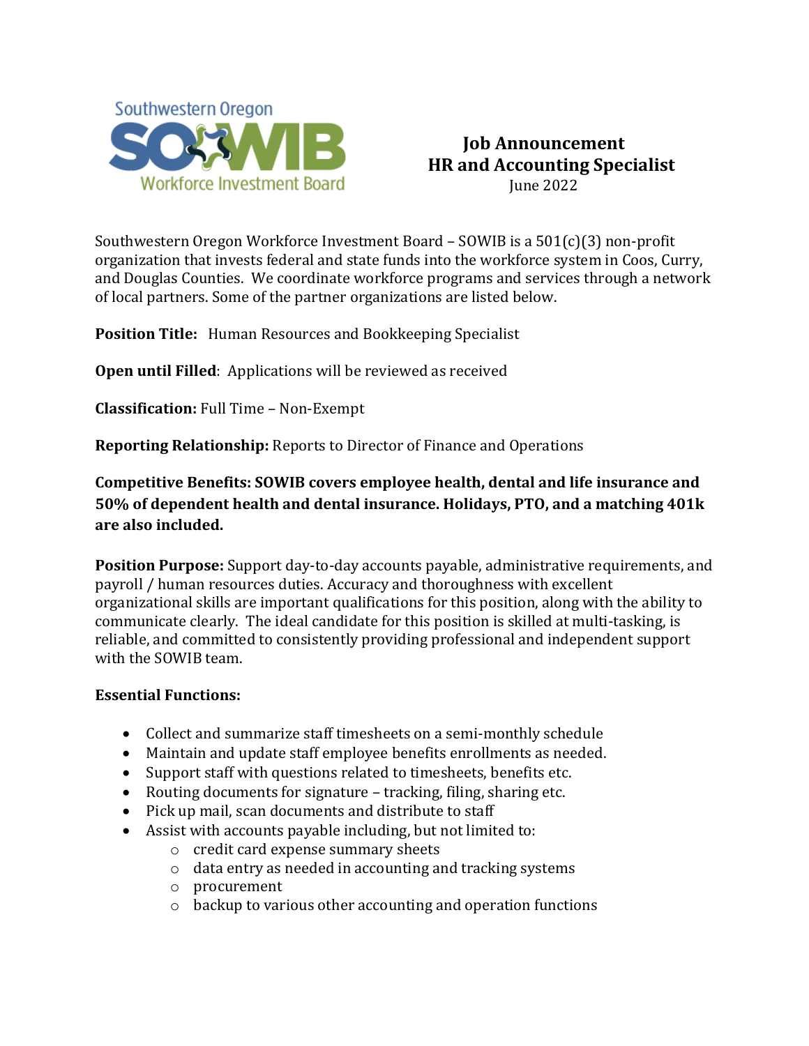Southwestern Oregon
SOWIB
Workforce Investment Board

# Job Announcement
## HR and Accounting Specialist
June 2022

Southwestern Oregon Workforce Investment Board – SOWIB is a 501(c)(3) non-profit organization that invests federal and state funds into the workforce system in Coos, Curry, and Douglas Counties. We coordinate workforce programs and services through a network of local partners. Some of the partner organizations are listed below.

**Position Title:** Human Resources and Bookkeeping Specialist

**Open until Filled**: Applications will be reviewed as received

**Classification:** Full Time – Non-Exempt

**Reporting Relationship:** Reports to Director of Finance and Operations

**Competitive Benefits: SOWIB covers employee health, dental and life insurance and 50% of dependent health and dental insurance. Holidays, PTO, and a matching 401k are also included.**

**Position Purpose:** Support day-to-day accounts payable, administrative requirements, and payroll / human resources duties. Accuracy and thoroughness with excellent organizational skills are important qualifications for this position, along with the ability to communicate clearly. The ideal candidate for this position is skilled at multi-tasking, is reliable, and committed to consistently providing professional and independent support with the SOWIB team.

**Essential Functions:**

- Collect and summarize staff timesheets on a semi-monthly schedule
- Maintain and update staff employee benefits enrollments as needed.
- Support staff with questions related to timesheets, benefits etc.
- Routing documents for signature – tracking, filing, sharing etc.
- Pick up mail, scan documents and distribute to staff
- Assist with accounts payable including, but not limited to:
    - credit card expense summary sheets
    - data entry as needed in accounting and tracking systems
    - procurement
    - backup to various other accounting and operation functions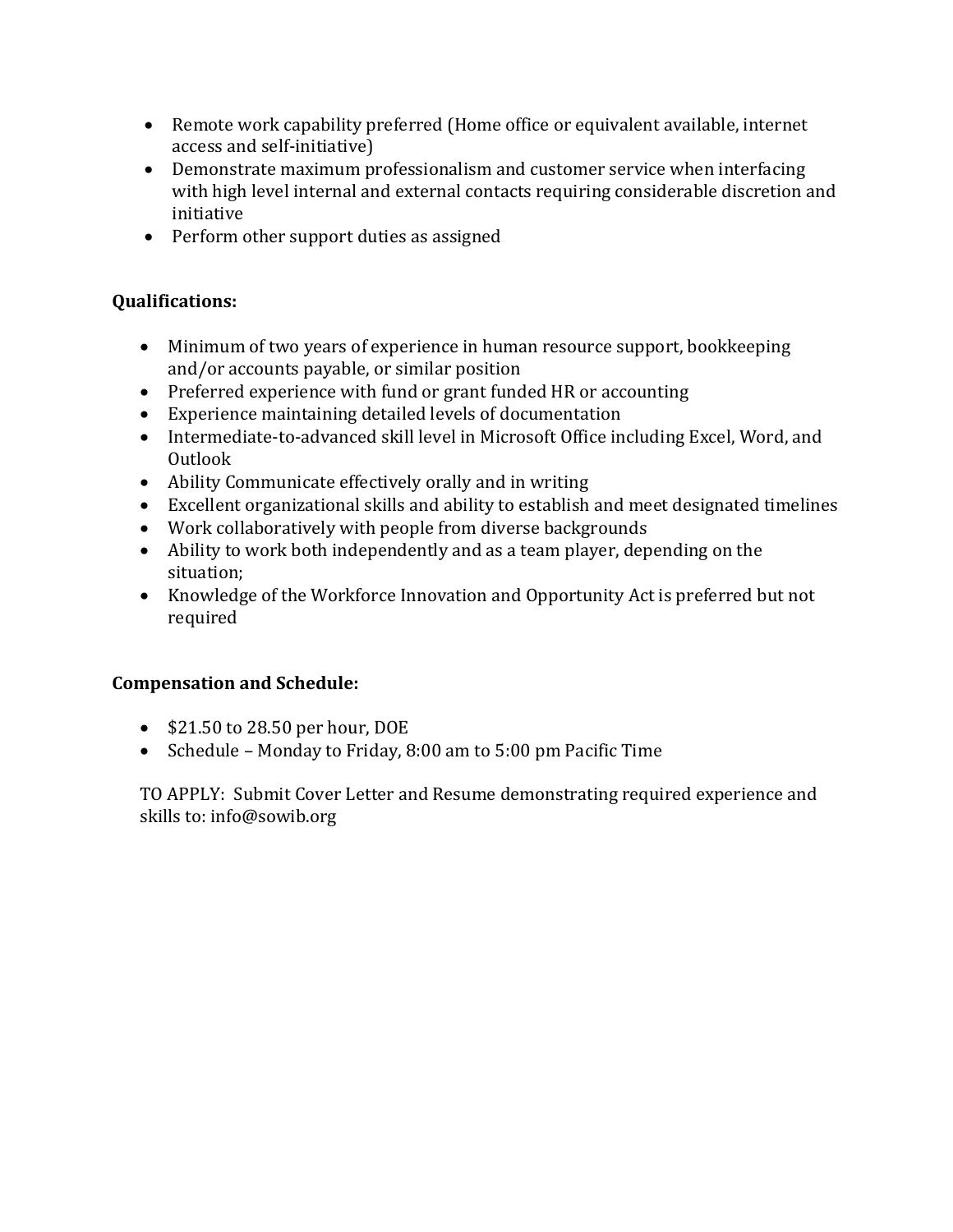- Remote work capability preferred (Home office or equivalent available, internet access and self-initiative)
- Demonstrate maximum professionalism and customer service when interfacing with high level internal and external contacts requiring considerable discretion and initiative
- Perform other support duties as assigned

**Qualifications:**

- Minimum of two years of experience in human resource support, bookkeeping and/or accounts payable, or similar position
- Preferred experience with fund or grant funded HR or accounting
- Experience maintaining detailed levels of documentation
- Intermediate-to-advanced skill level in Microsoft Office including Excel, Word, and Outlook
- Ability Communicate effectively orally and in writing
- Excellent organizational skills and ability to establish and meet designated timelines
- Work collaboratively with people from diverse backgrounds
- Ability to work both independently and as a team player, depending on the situation;
- Knowledge of the Workforce Innovation and Opportunity Act is preferred but not required

**Compensation and Schedule:**

- $21.50 to 28.50 per hour, DOE
- Schedule – Monday to Friday, 8:00 am to 5:00 pm Pacific Time

TO APPLY: Submit Cover Letter and Resume demonstrating required experience and skills to: info@sowib.org